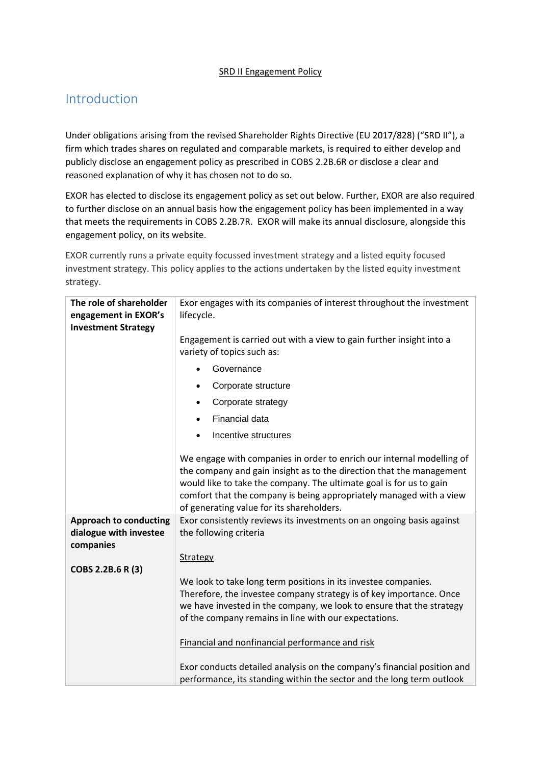SRD II Engagement Policy

# Introduction

Under obligations arising from the revised Shareholder Rights Directive (EU 2017/828) ("SRD II"), a firm which trades shares on regulated and comparable markets, is required to either develop and publicly disclose an engagement policy as prescribed in COBS 2.2B.6R or disclose a clear and reasoned explanation of why it has chosen not to do so.

EXOR has elected to disclose its engagement policy as set out below. Further, EXOR are also required to further disclose on an annual basis how the engagement policy has been implemented in a way that meets the requirements in COBS 2.2B.7R. EXOR will make its annual disclosure, alongside this engagement policy, on its website.

EXOR currently runs a private equity focussed investment strategy and a listed equity focused investment strategy. This policy applies to the actions undertaken by the listed equity investment strategy.

| | |
|---|---|
| **The role of shareholder engagement in EXOR's Investment Strategy** | Exor engages with its companies of interest throughout the investment lifecycle.<br><br>Engagement is carried out with a view to gain further insight into a variety of topics such as:<br>• Governance<br>• Corporate structure<br>• Corporate strategy<br>• Financial data<br>• Incentive structures<br><br>We engage with companies in order to enrich our internal modelling of the company and gain insight as to the direction that the management would like to take the company. The ultimate goal is for us to gain comfort that the company is being appropriately managed with a view of generating value for its shareholders. |
| **Approach to conducting dialogue with investee companies**<br><br>**COBS 2.2B.6 R (3)** | Exor consistently reviews its investments on an ongoing basis against the following criteria<br><br><u>Strategy</u><br><br>We look to take long term positions in its investee companies. Therefore, the investee company strategy is of key importance. Once we have invested in the company, we look to ensure that the strategy of the company remains in line with our expectations.<br><br><u>Financial and nonfinancial performance and risk</u><br><br>Exor conducts detailed analysis on the company's financial position and performance, its standing within the sector and the long term outlook |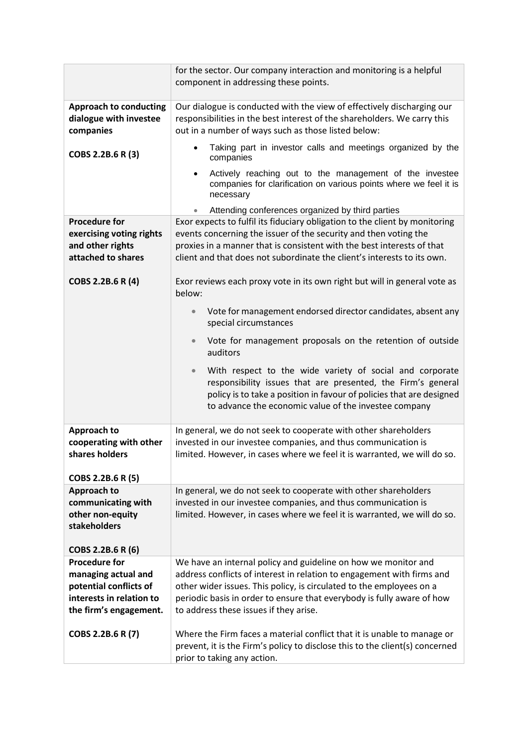| | |
|---|---|
| | for the sector. Our company interaction and monitoring is a helpful component in addressing these points. |
| **Approach to conducting dialogue with investee companies**<br><br>**COBS 2.2B.6 R (3)** | Our dialogue is conducted with the view of effectively discharging our responsibilities in the best interest of the shareholders. We carry this out in a number of ways such as those listed below:<br>• Taking part in investor calls and meetings organized by the companies<br>• Actively reaching out to the management of the investee companies for clarification on various points where we feel it is necessary<br>• Attending conferences organized by third parties |
| **Procedure for exercising voting rights and other rights attached to shares**<br><br>**COBS 2.2B.6 R (4)** | Exor expects to fulfil its fiduciary obligation to the client by monitoring events concerning the issuer of the security and then voting the proxies in a manner that is consistent with the best interests of that client and that does not subordinate the client's interests to its own.<br><br>Exor reviews each proxy vote in its own right but will in general vote as below:<br>• Vote for management endorsed director candidates, absent any special circumstances<br>• Vote for management proposals on the retention of outside auditors<br>• With respect to the wide variety of social and corporate responsibility issues that are presented, the Firm's general policy is to take a position in favour of policies that are designed to advance the economic value of the investee company |
| **Approach to cooperating with other shares holders**<br><br>**COBS 2.2B.6 R (5)** | In general, we do not seek to cooperate with other shareholders invested in our investee companies, and thus communication is limited. However, in cases where we feel it is warranted, we will do so. |
| **Approach to communicating with other non-equity stakeholders**<br><br>**COBS 2.2B.6 R (6)** | In general, we do not seek to cooperate with other shareholders invested in our investee companies, and thus communication is limited. However, in cases where we feel it is warranted, we will do so. |
| **Procedure for managing actual and potential conflicts of interests in relation to the firm's engagement.**<br><br>**COBS 2.2B.6 R (7)** | We have an internal policy and guideline on how we monitor and address conflicts of interest in relation to engagement with firms and other wider issues. This policy, is circulated to the employees on a periodic basis in order to ensure that everybody is fully aware of how to address these issues if they arise.<br><br>Where the Firm faces a material conflict that it is unable to manage or prevent, it is the Firm's policy to disclose this to the client(s) concerned prior to taking any action. |